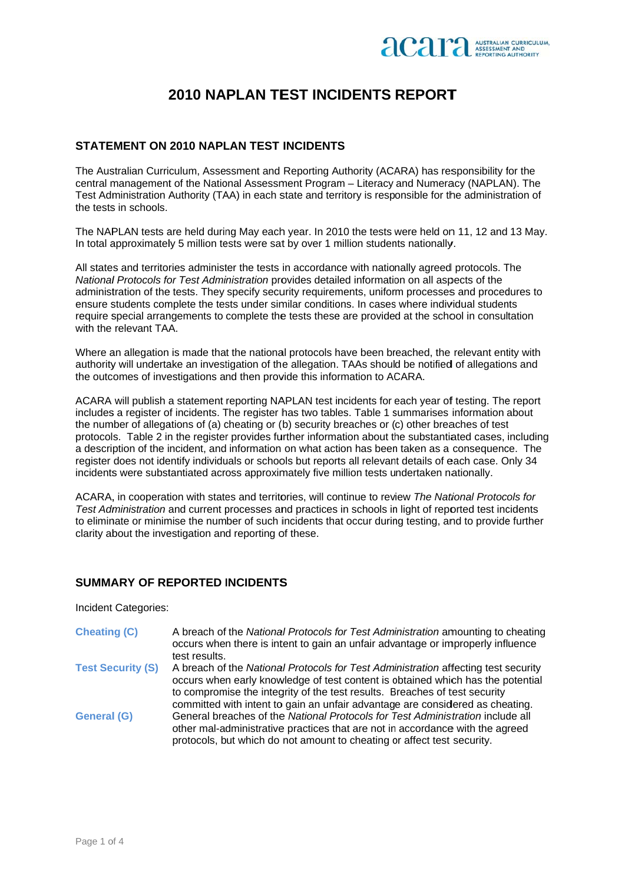# 2010 NAPLAN TEST INCIDENTS REPORT

## STATEMENT ON 2010 NAPLAN TEST INCIDENTS

The Australian Curriculum, Assessment and Reporting Authority (ACARA) has responsibility for the central management of the National Assessment Program – Literacy and Numeracy (NAPLAN). The Test Administration Authority (TAA) in each state and territory is responsible for the administration of the tests in schools.

The NAPLAN tests are held during May each year. In 2010 the tests were held on 11, 12 and 13 May. In total approximately 5 million tests were sat by over 1 million students nationally.

All states and territories administer the tests in accordance with nationally agreed protocols. The *National Protocols for Test Administration* provides detailed information on all aspects of the administration of the tests. They specify security requirements, uniform processes and procedures to ensure students complete the tests under similar conditions. In cases where individual students require special arrangements to complete the tests these are provided at the school in consultation with the relevant TAA.

Where an allegation is made that the national protocols have been breached, the relevant entity with authority will undertake an investigation of the allegation. TAAs should be notified of allegations and the outcomes of investigations and then provide this information to ACARA.

ACARA will publish a statement reporting NAPLAN test incidents for each year of testing. The report includes a register of incidents. The register has two tables. Table 1 summarises information about the number of allegations of (a) cheating or (b) security breaches or (c) other breaches of test protocols. Table 2 in the register provides further information about the substantiated cases, including a description of the incident, and information on what action has been taken as a consequence. The register does not identify individuals or schools but reports all relevant details of each case. Only 34 incidents were substantiated across approximately five million tests undertaken nationally.

ACARA, in cooperation with states and territories, will continue to review *The National Protocols for Test Administration* and current processes and practices in schools in light of reported test incidents to eliminate or minimise the number of such incidents that occur during testing, and to provide further clarity about the investigation and reporting of these.

## SUMMARY OF REPORTED INCIDENTS

Incident Categories:

**Cheating (C)** — A breach of the *National Protocols for Test Administration* amounting to cheating occurs when there is intent to gain an unfair advantage or improperly influence test results.

**Test Security (S)** — A breach of the *National Protocols for Test Administration* affecting test security occurs when early knowledge of test content is obtained which has the potential to compromise the integrity of the test results. Breaches of test security committed with intent to gain an unfair advantage are considered as cheating.

**General (G)** — General breaches of the *National Protocols for Test Administration* include all other mal-administrative practices that are not in accordance with the agreed protocols, but which do not amount to cheating or affect test security.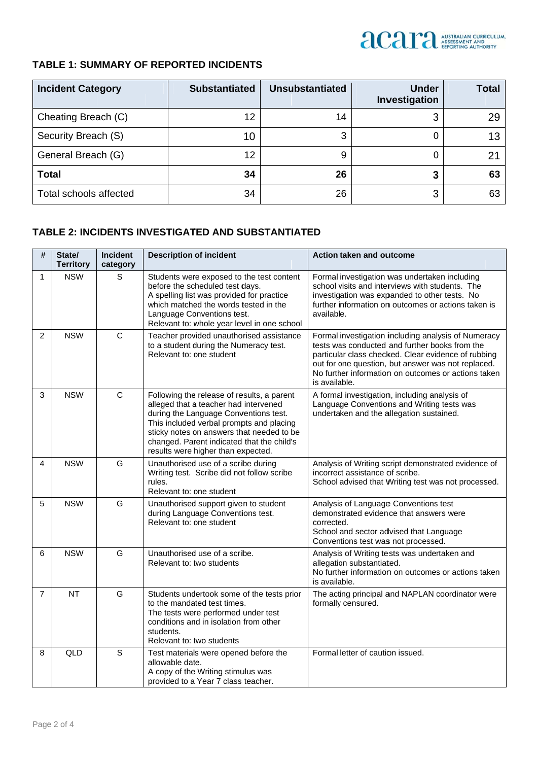### TABLE 1: SUMMARY OF REPORTED INCIDENTS

| Incident Category | Substantiated | Unsubstantiated | Under Investigation | Total |
|---|---|---|---|---|
| Cheating Breach (C) | 12 | 14 | 3 | 29 |
| Security Breach (S) | 10 | 3 | 0 | 13 |
| General Breach (G) | 12 | 9 | 0 | 21 |
| **Total** | **34** | **26** | **3** | **63** |
| Total schools affected | 34 | 26 | 3 | 63 |

### TABLE 2: INCIDENTS INVESTIGATED AND SUBSTANTIATED

| # | State/ Territory | Incident category | Description of incident | Action taken and outcome |
|---|---|---|---|---|
| 1 | NSW | S | Students were exposed to the test content before the scheduled test days. A spelling list was provided for practice which matched the words tested in the Language Conventions test. Relevant to: whole year level in one school | Formal investigation was undertaken including school visits and interviews with students. The investigation was expanded to other tests. No further information on outcomes or actions taken is available. |
| 2 | NSW | C | Teacher provided unauthorised assistance to a student during the Numeracy test. Relevant to: one student | Formal investigation including analysis of Numeracy tests was conducted and further books from the particular class checked. Clear evidence of rubbing out for one question, but answer was not replaced. No further information on outcomes or actions taken is available. |
| 3 | NSW | C | Following the release of results, a parent alleged that a teacher had intervened during the Language Conventions test. This included verbal prompts and placing sticky notes on answers that needed to be changed. Parent indicated that the child's results were higher than expected. | A formal investigation, including analysis of Language Conventions and Writing tests was undertaken and the allegation sustained. |
| 4 | NSW | G | Unauthorised use of a scribe during Writing test. Scribe did not follow scribe rules. Relevant to: one student | Analysis of Writing script demonstrated evidence of incorrect assistance of scribe. School advised that Writing test was not processed. |
| 5 | NSW | G | Unauthorised support given to student during Language Conventions test. Relevant to: one student | Analysis of Language Conventions test demonstrated evidence that answers were corrected. School and sector advised that Language Conventions test was not processed. |
| 6 | NSW | G | Unauthorised use of a scribe. Relevant to: two students | Analysis of Writing tests was undertaken and allegation substantiated. No further information on outcomes or actions taken is available. |
| 7 | NT | G | Students undertook some of the tests prior to the mandated test times. The tests were performed under test conditions and in isolation from other students. Relevant to: two students | The acting principal and NAPLAN coordinator were formally censured. |
| 8 | QLD | S | Test materials were opened before the allowable date. A copy of the Writing stimulus was provided to a Year 7 class teacher. | Formal letter of caution issued. |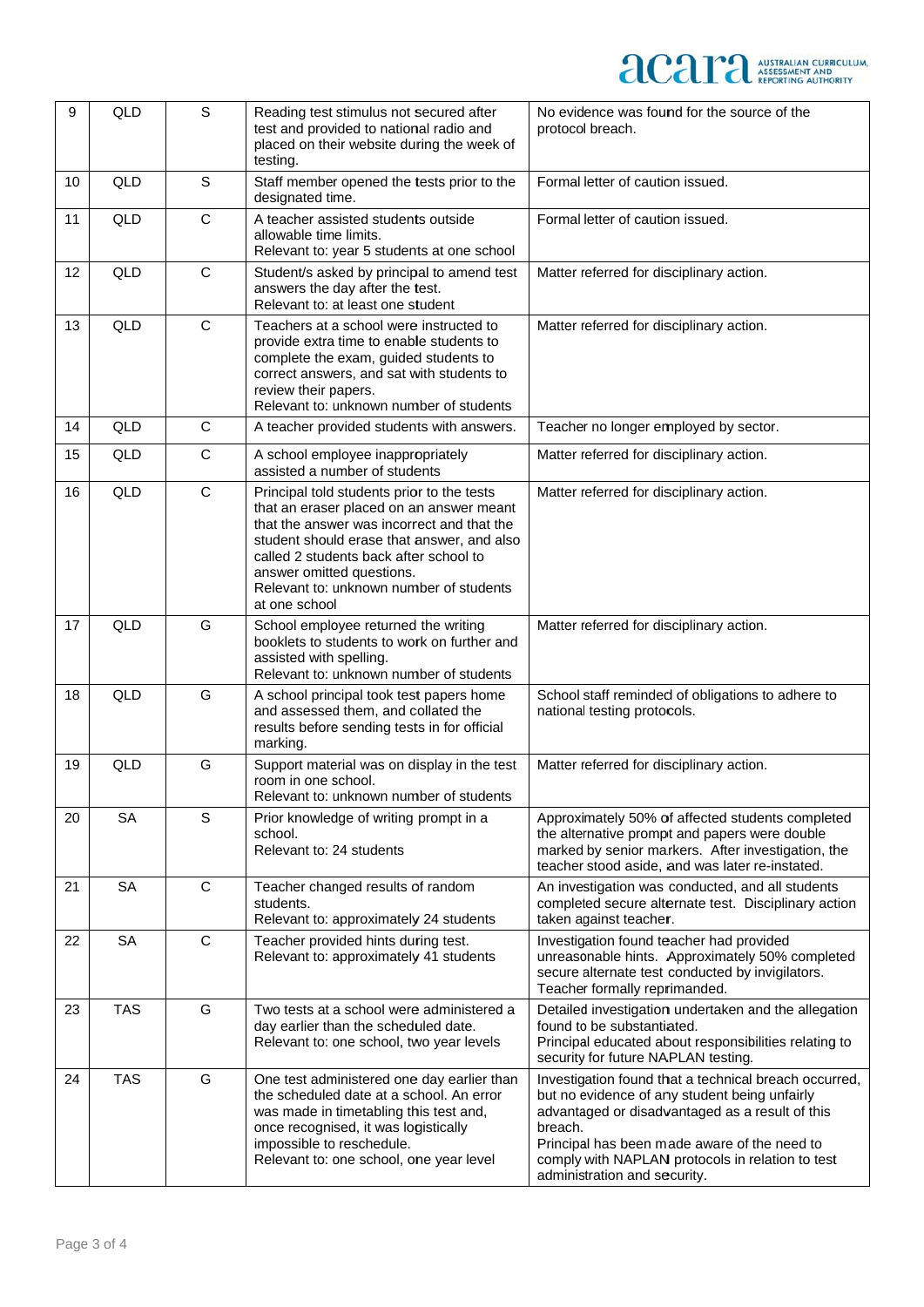| 9 | QLD | S | Reading test stimulus not secured after test and provided to national radio and placed on their website during the week of testing. | No evidence was found for the source of the protocol breach. |
|---|---|---|---|---|
| 10 | QLD | S | Staff member opened the tests prior to the designated time. | Formal letter of caution issued. |
| 11 | QLD | C | A teacher assisted students outside allowable time limits.<br>Relevant to: year 5 students at one school | Formal letter of caution issued. |
| 12 | QLD | C | Student/s asked by principal to amend test answers the day after the test.<br>Relevant to: at least one student | Matter referred for disciplinary action. |
| 13 | QLD | C | Teachers at a school were instructed to provide extra time to enable students to complete the exam, guided students to correct answers, and sat with students to review their papers.<br>Relevant to: unknown number of students | Matter referred for disciplinary action. |
| 14 | QLD | C | A teacher provided students with answers. | Teacher no longer employed by sector. |
| 15 | QLD | C | A school employee inappropriately assisted a number of students | Matter referred for disciplinary action. |
| 16 | QLD | C | Principal told students prior to the tests that an eraser placed on an answer meant that the answer was incorrect and that the student should erase that answer, and also called 2 students back after school to answer omitted questions.<br>Relevant to: unknown number of students at one school | Matter referred for disciplinary action. |
| 17 | QLD | G | School employee returned the writing booklets to students to work on further and assisted with spelling.<br>Relevant to: unknown number of students | Matter referred for disciplinary action. |
| 18 | QLD | G | A school principal took test papers home and assessed them, and collated the results before sending tests in for official marking. | School staff reminded of obligations to adhere to national testing protocols. |
| 19 | QLD | G | Support material was on display in the test room in one school.<br>Relevant to: unknown number of students | Matter referred for disciplinary action. |
| 20 | SA | S | Prior knowledge of writing prompt in a school.<br>Relevant to: 24 students | Approximately 50% of affected students completed the alternative prompt and papers were double marked by senior markers. After investigation, the teacher stood aside, and was later re-instated. |
| 21 | SA | C | Teacher changed results of random students.<br>Relevant to: approximately 24 students | An investigation was conducted, and all students completed secure alternate test. Disciplinary action taken against teacher. |
| 22 | SA | C | Teacher provided hints during test.<br>Relevant to: approximately 41 students | Investigation found teacher had provided unreasonable hints. Approximately 50% completed secure alternate test conducted by invigilators. Teacher formally reprimanded. |
| 23 | TAS | G | Two tests at a school were administered a day earlier than the scheduled date.<br>Relevant to: one school, two year levels | Detailed investigation undertaken and the allegation found to be substantiated.<br>Principal educated about responsibilities relating to security for future NAPLAN testing. |
| 24 | TAS | G | One test administered one day earlier than the scheduled date at a school. An error was made in timetabling this test and, once recognised, it was logistically impossible to reschedule.<br>Relevant to: one school, one year level | Investigation found that a technical breach occurred, but no evidence of any student being unfairly advantaged or disadvantaged as a result of this breach.<br>Principal has been made aware of the need to comply with NAPLAN protocols in relation to test administration and security. |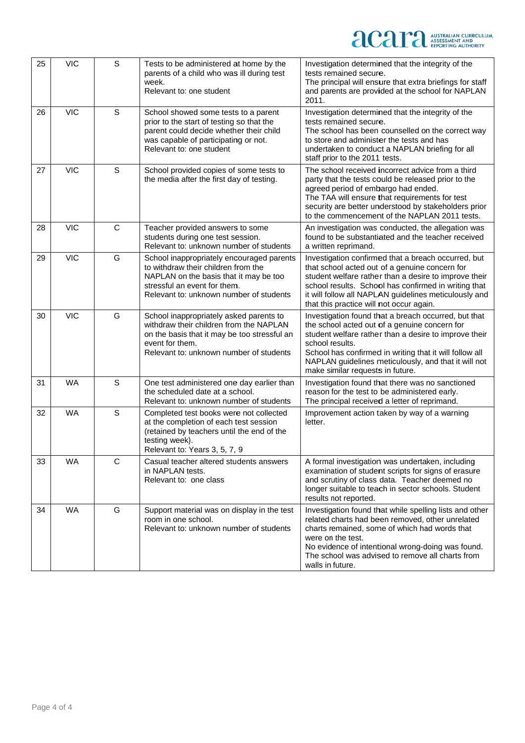| | | | | |
|---|---|---|---|---|
| 25 | VIC | S | Tests to be administered at home by the parents of a child who was ill during test week.<br>Relevant to: one student | Investigation determined that the integrity of the tests remained secure.<br>The principal will ensure that extra briefings for staff and parents are provided at the school for NAPLAN 2011. |
| 26 | VIC | S | School showed some tests to a parent prior to the start of testing so that the parent could decide whether their child was capable of participating or not.<br>Relevant to: one student | Investigation determined that the integrity of the tests remained secure.<br>The school has been counselled on the correct way to store and administer the tests and has undertaken to conduct a NAPLAN briefing for all staff prior to the 2011 tests. |
| 27 | VIC | S | School provided copies of some tests to the media after the first day of testing. | The school received incorrect advice from a third party that the tests could be released prior to the agreed period of embargo had ended.<br>The TAA will ensure that requirements for test security are better understood by stakeholders prior to the commencement of the NAPLAN 2011 tests. |
| 28 | VIC | C | Teacher provided answers to some students during one test session.<br>Relevant to: unknown number of students | An investigation was conducted, the allegation was found to be substantiated and the teacher received a written reprimand. |
| 29 | VIC | G | School inappropriately encouraged parents to withdraw their children from the NAPLAN on the basis that it may be too stressful an event for them.<br>Relevant to: unknown number of students | Investigation confirmed that a breach occurred, but that school acted out of a genuine concern for student welfare rather than a desire to improve their school results. School has confirmed in writing that it will follow all NAPLAN guidelines meticulously and that this practice will not occur again. |
| 30 | VIC | G | School inappropriately asked parents to withdraw their children from the NAPLAN on the basis that it may be too stressful an event for them.<br>Relevant to: unknown number of students | Investigation found that a breach occurred, but that the school acted out of a genuine concern for student welfare rather than a desire to improve their school results.<br>School has confirmed in writing that it will follow all NAPLAN guidelines meticulously, and that it will not make similar requests in future. |
| 31 | WA | S | One test administered one day earlier than the scheduled date at a school.<br>Relevant to: unknown number of students | Investigation found that there was no sanctioned reason for the test to be administered early.<br>The principal received a letter of reprimand. |
| 32 | WA | S | Completed test books were not collected at the completion of each test session (retained by teachers until the end of the testing week).<br>Relevant to: Years 3, 5, 7, 9 | Improvement action taken by way of a warning letter. |
| 33 | WA | C | Casual teacher altered students answers in NAPLAN tests.<br>Relevant to: one class | A formal investigation was undertaken, including examination of student scripts for signs of erasure and scrutiny of class data. Teacher deemed no longer suitable to teach in sector schools. Student results not reported. |
| 34 | WA | G | Support material was on display in the test room in one school.<br>Relevant to: unknown number of students | Investigation found that while spelling lists and other related charts had been removed, other unrelated charts remained, some of which had words that were on the test.<br>No evidence of intentional wrong-doing was found. The school was advised to remove all charts from walls in future. |